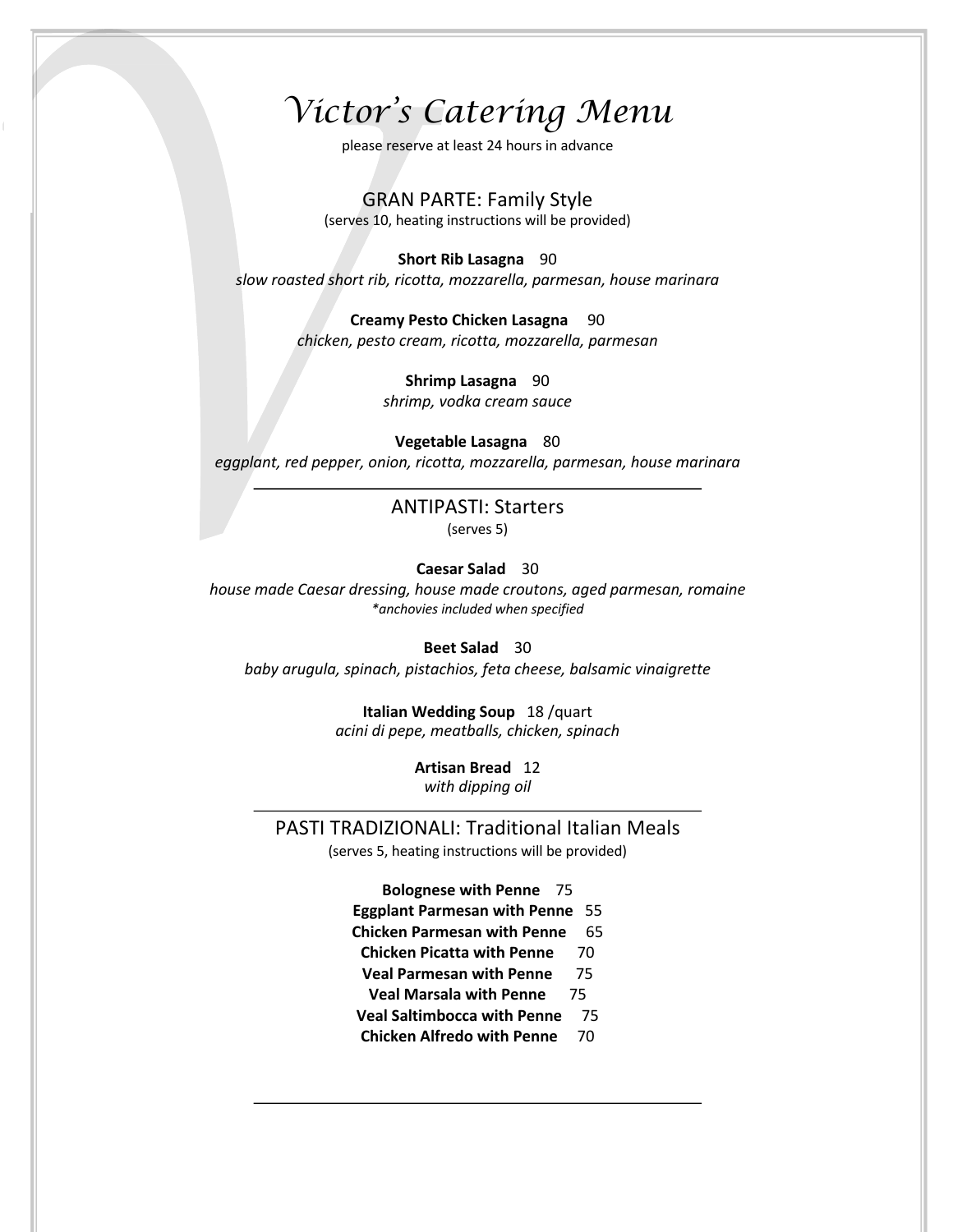# *Victor's Catering Menu*

please reserve at least 24 hours in advance

## GRAN PARTE: Family Style

(serves 10, heating instructions will be provided)

**Short Rib Lasagna** 90
*slow roasted short rib, ricotta, mozzarella, parmesan, house marinara*

**Creamy Pesto Chicken Lasagna** 90
*chicken, pesto cream, ricotta, mozzarella, parmesan*

**Shrimp Lasagna** 90
*shrimp, vodka cream sauce*

**Vegetable Lasagna** 80
*eggplant, red pepper, onion, ricotta, mozzarella, parmesan, house marinara*

---

## ANTIPASTI: Starters

(serves 5)

**Caesar Salad** 30
*house made Caesar dressing, house made croutons, aged parmesan, romaine*
**anchovies included when specified*

**Beet Salad** 30
*baby arugula, spinach, pistachios, feta cheese, balsamic vinaigrette*

**Italian Wedding Soup** 18 /quart
*acini di pepe, meatballs, chicken, spinach*

**Artisan Bread** 12
*with dipping oil*

---

## PASTI TRADIZIONALI: Traditional Italian Meals

(serves 5, heating instructions will be provided)

**Bolognese with Penne** 75
**Eggplant Parmesan with Penne** 55
**Chicken Parmesan with Penne** 65
**Chicken Picatta with Penne** 70
**Veal Parmesan with Penne** 75
**Veal Marsala with Penne** 75
**Veal Saltimbocca with Penne** 75
**Chicken Alfredo with Penne** 70

---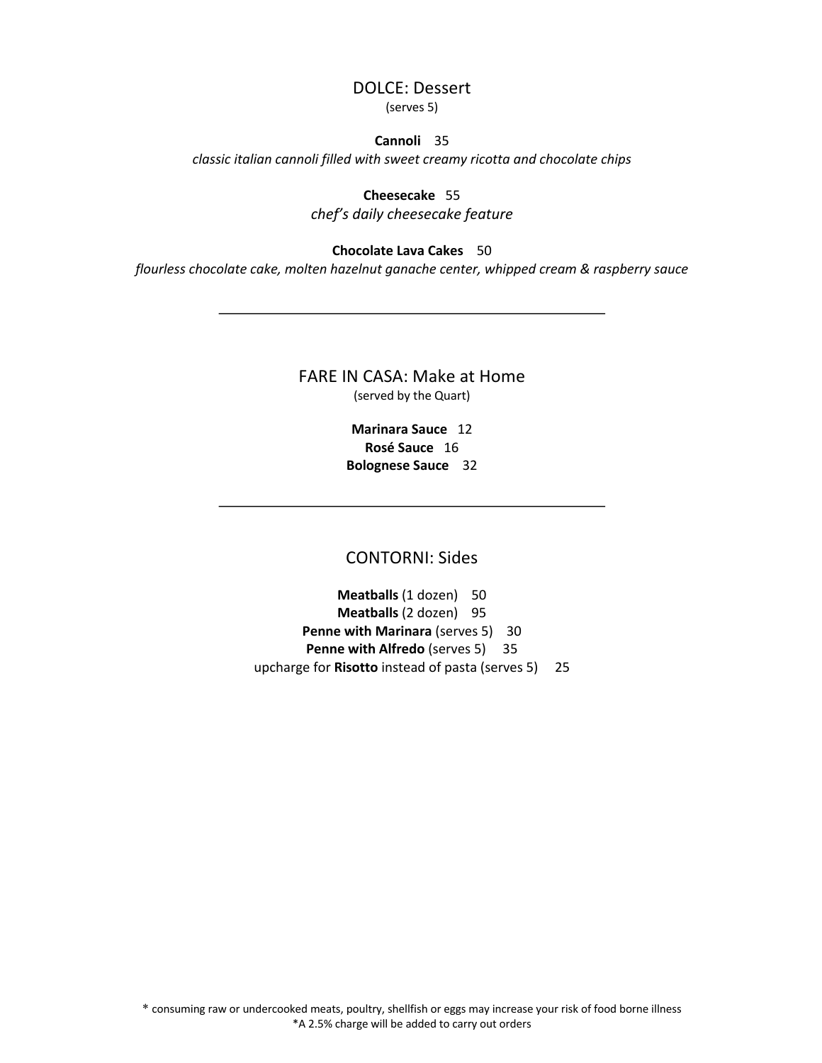## DOLCE: Dessert

(serves 5)

**Cannoli** 35

*classic italian cannoli filled with sweet creamy ricotta and chocolate chips*

**Cheesecake** 55

*chef's daily cheesecake feature*

**Chocolate Lava Cakes** 50

*flourless chocolate cake, molten hazelnut ganache center, whipped cream & raspberry sauce*

---

## FARE IN CASA: Make at Home

(served by the Quart)

**Marinara Sauce** 12
**Rosé Sauce** 16
**Bolognese Sauce** 32

---

## CONTORNI: Sides

**Meatballs** (1 dozen) 50
**Meatballs** (2 dozen) 95
**Penne with Marinara** (serves 5) 30
**Penne with Alfredo** (serves 5) 35
upcharge for **Risotto** instead of pasta (serves 5) 25

\* consuming raw or undercooked meats, poultry, shellfish or eggs may increase your risk of food borne illness
*A 2.5% charge will be added to carry out orders